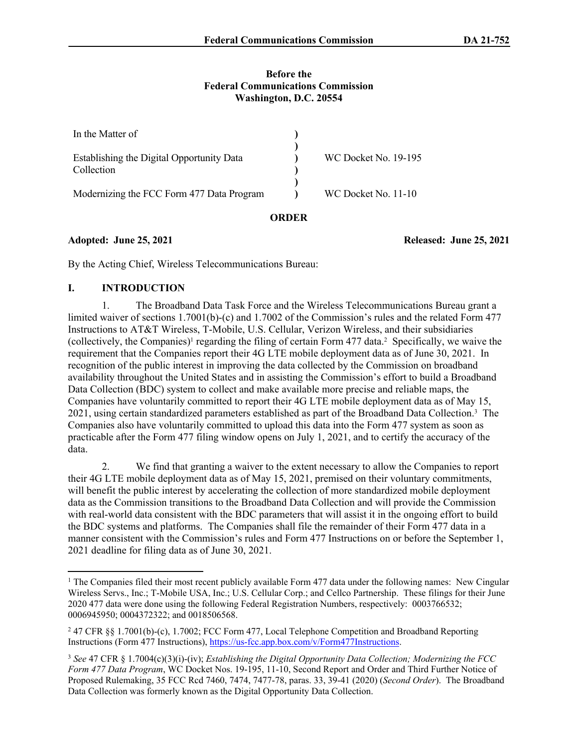**Before the**
**Federal Communications Commission**
**Washington, D.C. 20554**

| | | |
|---|---|---|
| In the Matter of | ) | |
| | ) | |
| Establishing the Digital Opportunity Data Collection | ) | WC Docket No. 19-195 |
| | ) | |
| Modernizing the FCC Form 477 Data Program | ) | WC Docket No. 11-10 |

**ORDER**

**Adopted: June 25, 2021** **Released: June 25, 2021**

By the Acting Chief, Wireless Telecommunications Bureau:

## I. INTRODUCTION

1. The Broadband Data Task Force and the Wireless Telecommunications Bureau grant a limited waiver of sections 1.7001(b)-(c) and 1.7002 of the Commission's rules and the related Form 477 Instructions to AT&T Wireless, T-Mobile, U.S. Cellular, Verizon Wireless, and their subsidiaries (collectively, the Companies)[1] regarding the filing of certain Form 477 data.[2] Specifically, we waive the requirement that the Companies report their 4G LTE mobile deployment data as of June 30, 2021. In recognition of the public interest in improving the data collected by the Commission on broadband availability throughout the United States and in assisting the Commission's effort to build a Broadband Data Collection (BDC) system to collect and make available more precise and reliable maps, the Companies have voluntarily committed to report their 4G LTE mobile deployment data as of May 15, 2021, using certain standardized parameters established as part of the Broadband Data Collection.[3] The Companies also have voluntarily committed to upload this data into the Form 477 system as soon as practicable after the Form 477 filing window opens on July 1, 2021, and to certify the accuracy of the data.

2. We find that granting a waiver to the extent necessary to allow the Companies to report their 4G LTE mobile deployment data as of May 15, 2021, premised on their voluntary commitments, will benefit the public interest by accelerating the collection of more standardized mobile deployment data as the Commission transitions to the Broadband Data Collection and will provide the Commission with real-world data consistent with the BDC parameters that will assist it in the ongoing effort to build the BDC systems and platforms. The Companies shall file the remainder of their Form 477 data in a manner consistent with the Commission's rules and Form 477 Instructions on or before the September 1, 2021 deadline for filing data as of June 30, 2021.

---

[1] The Companies filed their most recent publicly available Form 477 data under the following names: New Cingular Wireless Servs., Inc.; T-Mobile USA, Inc.; U.S. Cellular Corp.; and Cellco Partnership. These filings for their June 2020 477 data were done using the following Federal Registration Numbers, respectively: 0003766532; 0006945950; 0004372322; and 0018506568.

[2] 47 CFR §§ 1.7001(b)-(c), 1.7002; FCC Form 477, Local Telephone Competition and Broadband Reporting Instructions (Form 477 Instructions), https://us-fcc.app.box.com/v/Form477Instructions.

[3] *See* 47 CFR § 1.7004(c)(3)(i)-(iv); *Establishing the Digital Opportunity Data Collection; Modernizing the FCC Form 477 Data Program*, WC Docket Nos. 19-195, 11-10, Second Report and Order and Third Further Notice of Proposed Rulemaking, 35 FCC Rcd 7460, 7474, 7477-78, paras. 33, 39-41 (2020) (*Second Order*). The Broadband Data Collection was formerly known as the Digital Opportunity Data Collection.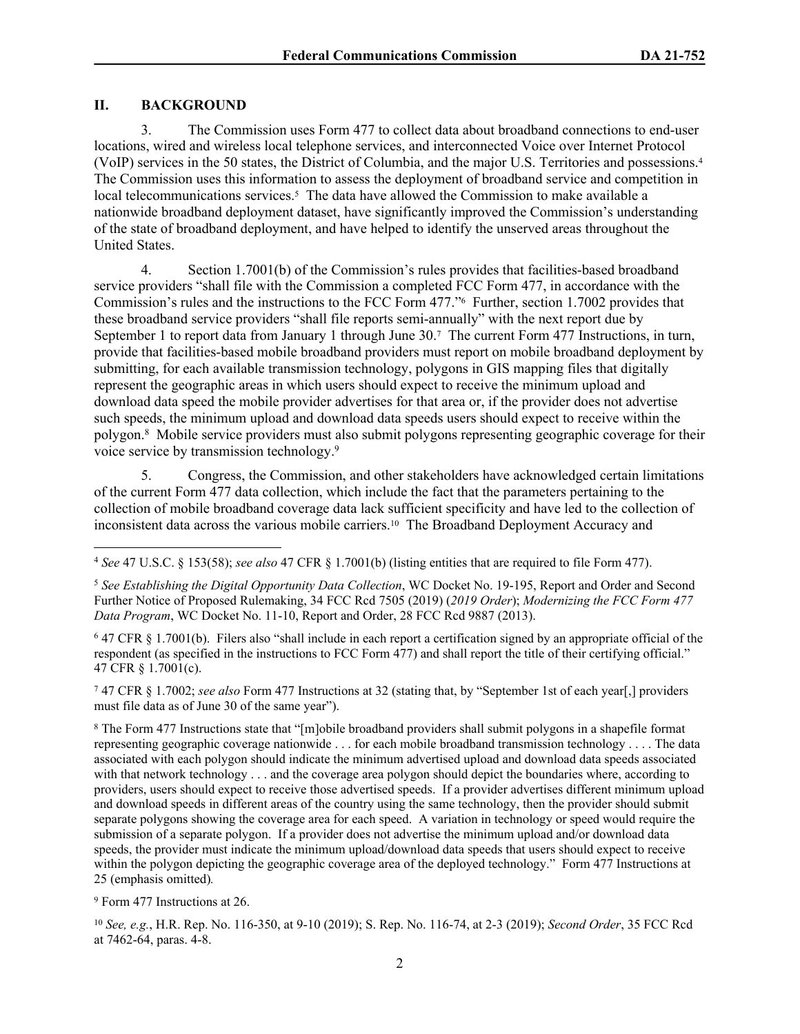## II. BACKGROUND

3. The Commission uses Form 477 to collect data about broadband connections to end-user locations, wired and wireless local telephone services, and interconnected Voice over Internet Protocol (VoIP) services in the 50 states, the District of Columbia, and the major U.S. Territories and possessions.[4] The Commission uses this information to assess the deployment of broadband service and competition in local telecommunications services.[5] The data have allowed the Commission to make available a nationwide broadband deployment dataset, have significantly improved the Commission's understanding of the state of broadband deployment, and have helped to identify the unserved areas throughout the United States.

4. Section 1.7001(b) of the Commission's rules provides that facilities-based broadband service providers "shall file with the Commission a completed FCC Form 477, in accordance with the Commission's rules and the instructions to the FCC Form 477."[6] Further, section 1.7002 provides that these broadband service providers "shall file reports semi-annually" with the next report due by September 1 to report data from January 1 through June 30.[7] The current Form 477 Instructions, in turn, provide that facilities-based mobile broadband providers must report on mobile broadband deployment by submitting, for each available transmission technology, polygons in GIS mapping files that digitally represent the geographic areas in which users should expect to receive the minimum upload and download data speed the mobile provider advertises for that area or, if the provider does not advertise such speeds, the minimum upload and download data speeds users should expect to receive within the polygon.[8] Mobile service providers must also submit polygons representing geographic coverage for their voice service by transmission technology.[9]

5. Congress, the Commission, and other stakeholders have acknowledged certain limitations of the current Form 477 data collection, which include the fact that the parameters pertaining to the collection of mobile broadband coverage data lack sufficient specificity and have led to the collection of inconsistent data across the various mobile carriers.[10] The Broadband Deployment Accuracy and

---

[4] *See* 47 U.S.C. § 153(58); *see also* 47 CFR § 1.7001(b) (listing entities that are required to file Form 477).

[5] *See Establishing the Digital Opportunity Data Collection*, WC Docket No. 19-195, Report and Order and Second Further Notice of Proposed Rulemaking, 34 FCC Rcd 7505 (2019) (*2019 Order*); *Modernizing the FCC Form 477 Data Program*, WC Docket No. 11-10, Report and Order, 28 FCC Rcd 9887 (2013).

[6] 47 CFR § 1.7001(b). Filers also "shall include in each report a certification signed by an appropriate official of the respondent (as specified in the instructions to FCC Form 477) and shall report the title of their certifying official." 47 CFR § 1.7001(c).

[7] 47 CFR § 1.7002; *see also* Form 477 Instructions at 32 (stating that, by "September 1st of each year[,] providers must file data as of June 30 of the same year").

[8] The Form 477 Instructions state that "[m]obile broadband providers shall submit polygons in a shapefile format representing geographic coverage nationwide . . . for each mobile broadband transmission technology . . . . The data associated with each polygon should indicate the minimum advertised upload and download data speeds associated with that network technology . . . and the coverage area polygon should depict the boundaries where, according to providers, users should expect to receive those advertised speeds. If a provider advertises different minimum upload and download speeds in different areas of the country using the same technology, then the provider should submit separate polygons showing the coverage area for each speed. A variation in technology or speed would require the submission of a separate polygon. If a provider does not advertise the minimum upload and/or download data speeds, the provider must indicate the minimum upload/download data speeds that users should expect to receive within the polygon depicting the geographic coverage area of the deployed technology." Form 477 Instructions at 25 (emphasis omitted)*.*

[9] Form 477 Instructions at 26.

[10] *See, e.g.*, H.R. Rep. No. 116-350, at 9-10 (2019); S. Rep. No. 116-74, at 2-3 (2019); *Second Order*, 35 FCC Rcd at 7462-64, paras. 4-8.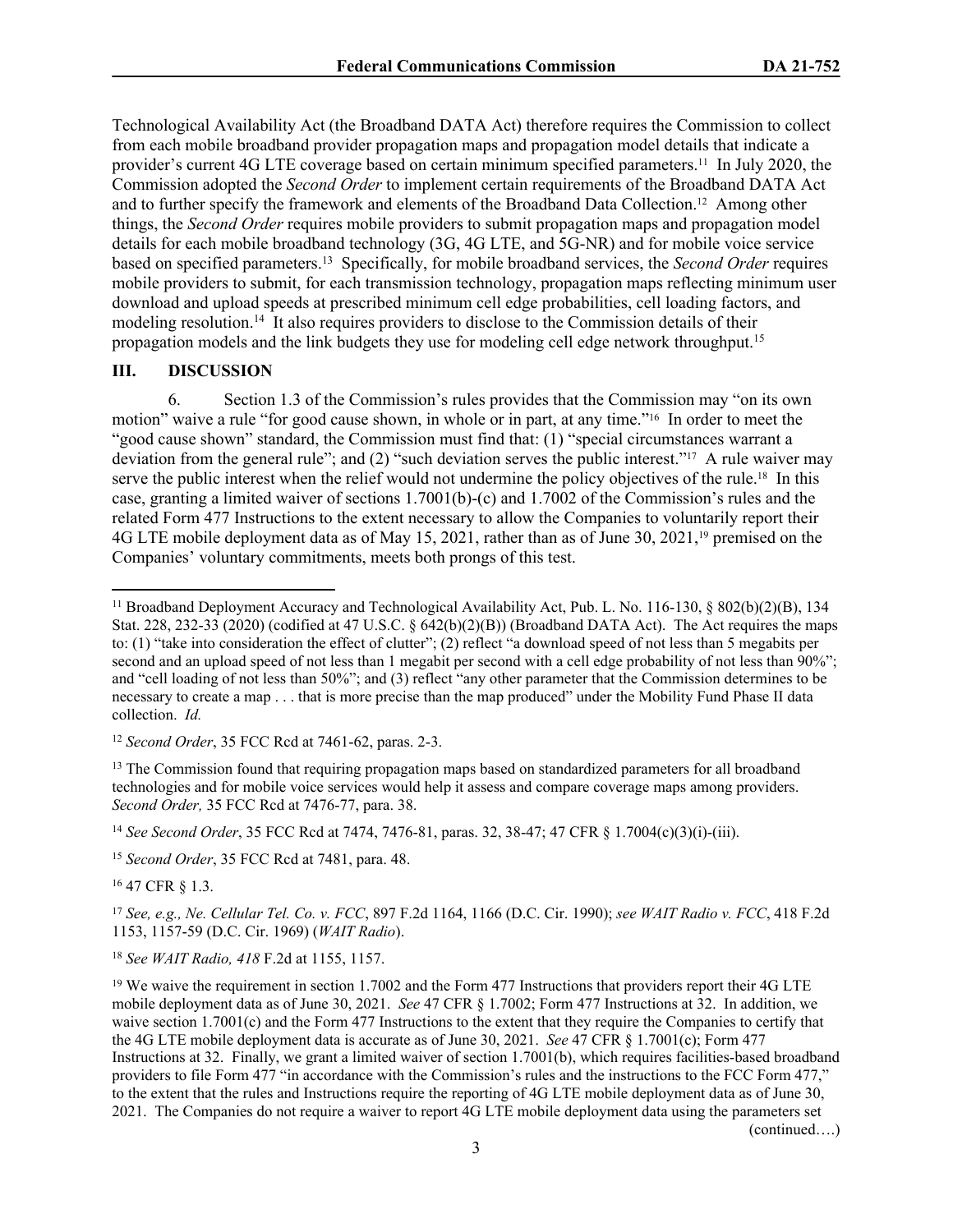Technological Availability Act (the Broadband DATA Act) therefore requires the Commission to collect from each mobile broadband provider propagation maps and propagation model details that indicate a provider's current 4G LTE coverage based on certain minimum specified parameters.[11] In July 2020, the Commission adopted the *Second Order* to implement certain requirements of the Broadband DATA Act and to further specify the framework and elements of the Broadband Data Collection.[12] Among other things, the *Second Order* requires mobile providers to submit propagation maps and propagation model details for each mobile broadband technology (3G, 4G LTE, and 5G-NR) and for mobile voice service based on specified parameters.[13] Specifically, for mobile broadband services, the *Second Order* requires mobile providers to submit, for each transmission technology, propagation maps reflecting minimum user download and upload speeds at prescribed minimum cell edge probabilities, cell loading factors, and modeling resolution.[14] It also requires providers to disclose to the Commission details of their propagation models and the link budgets they use for modeling cell edge network throughput.[15]

## III. DISCUSSION

6. Section 1.3 of the Commission's rules provides that the Commission may "on its own motion" waive a rule "for good cause shown, in whole or in part, at any time."[16] In order to meet the "good cause shown" standard, the Commission must find that: (1) "special circumstances warrant a deviation from the general rule"; and (2) "such deviation serves the public interest."[17] A rule waiver may serve the public interest when the relief would not undermine the policy objectives of the rule.[18] In this case, granting a limited waiver of sections 1.7001(b)-(c) and 1.7002 of the Commission's rules and the related Form 477 Instructions to the extent necessary to allow the Companies to voluntarily report their 4G LTE mobile deployment data as of May 15, 2021, rather than as of June 30, 2021,[19] premised on the Companies' voluntary commitments, meets both prongs of this test.

---

[11] Broadband Deployment Accuracy and Technological Availability Act, Pub. L. No. 116-130, § 802(b)(2)(B), 134 Stat. 228, 232-33 (2020) (codified at 47 U.S.C. § 642(b)(2)(B)) (Broadband DATA Act). The Act requires the maps to: (1) "take into consideration the effect of clutter"; (2) reflect "a download speed of not less than 5 megabits per second and an upload speed of not less than 1 megabit per second with a cell edge probability of not less than 90%"; and "cell loading of not less than 50%"; and (3) reflect "any other parameter that the Commission determines to be necessary to create a map . . . that is more precise than the map produced" under the Mobility Fund Phase II data collection. *Id.*

[12] *Second Order*, 35 FCC Rcd at 7461-62, paras. 2-3.

[13] The Commission found that requiring propagation maps based on standardized parameters for all broadband technologies and for mobile voice services would help it assess and compare coverage maps among providers. *Second Order,* 35 FCC Rcd at 7476-77, para. 38.

[14] *See Second Order*, 35 FCC Rcd at 7474, 7476-81, paras. 32, 38-47; 47 CFR § 1.7004(c)(3)(i)-(iii).

[15] *Second Order*, 35 FCC Rcd at 7481, para. 48.

[16] 47 CFR § 1.3.

[17] *See, e.g., Ne. Cellular Tel. Co. v. FCC*, 897 F.2d 1164, 1166 (D.C. Cir. 1990); *see WAIT Radio v. FCC*, 418 F.2d 1153, 1157-59 (D.C. Cir. 1969) (*WAIT Radio*).

[18] *See WAIT Radio, 418* F.2d at 1155, 1157.

[19] We waive the requirement in section 1.7002 and the Form 477 Instructions that providers report their 4G LTE mobile deployment data as of June 30, 2021. *See* 47 CFR § 1.7002; Form 477 Instructions at 32. In addition, we waive section 1.7001(c) and the Form 477 Instructions to the extent that they require the Companies to certify that the 4G LTE mobile deployment data is accurate as of June 30, 2021. *See* 47 CFR § 1.7001(c); Form 477 Instructions at 32. Finally, we grant a limited waiver of section 1.7001(b), which requires facilities-based broadband providers to file Form 477 "in accordance with the Commission's rules and the instructions to the FCC Form 477," to the extent that the rules and Instructions require the reporting of 4G LTE mobile deployment data as of June 30, 2021. The Companies do not require a waiver to report 4G LTE mobile deployment data using the parameters set

(continued….)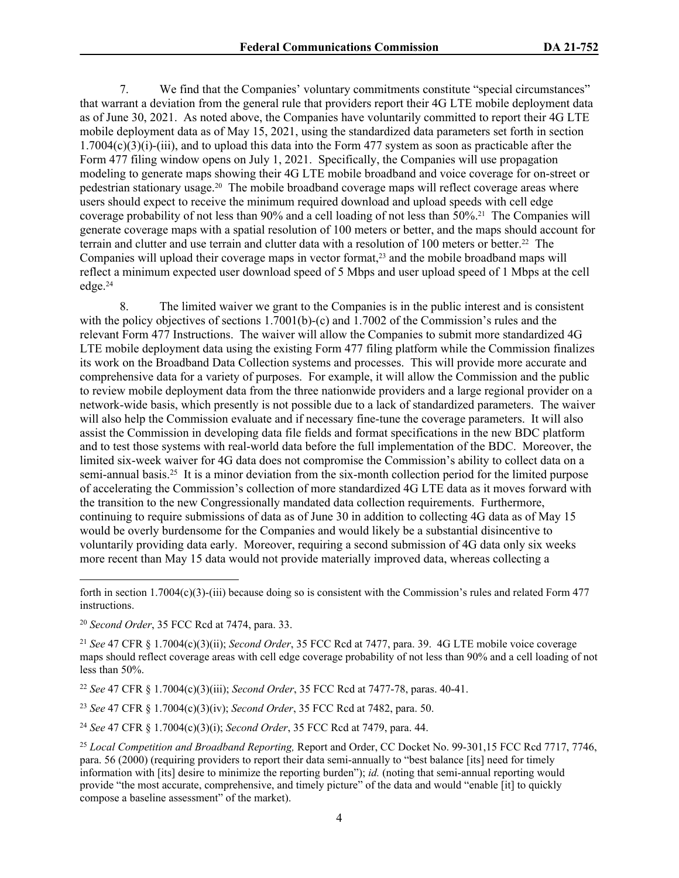7. We find that the Companies' voluntary commitments constitute "special circumstances" that warrant a deviation from the general rule that providers report their 4G LTE mobile deployment data as of June 30, 2021. As noted above, the Companies have voluntarily committed to report their 4G LTE mobile deployment data as of May 15, 2021, using the standardized data parameters set forth in section 1.7004(c)(3)(i)-(iii), and to upload this data into the Form 477 system as soon as practicable after the Form 477 filing window opens on July 1, 2021. Specifically, the Companies will use propagation modeling to generate maps showing their 4G LTE mobile broadband and voice coverage for on-street or pedestrian stationary usage.[20] The mobile broadband coverage maps will reflect coverage areas where users should expect to receive the minimum required download and upload speeds with cell edge coverage probability of not less than 90% and a cell loading of not less than 50%.[21] The Companies will generate coverage maps with a spatial resolution of 100 meters or better, and the maps should account for terrain and clutter and use terrain and clutter data with a resolution of 100 meters or better.[22] The Companies will upload their coverage maps in vector format,[23] and the mobile broadband maps will reflect a minimum expected user download speed of 5 Mbps and user upload speed of 1 Mbps at the cell edge.[24]

8. The limited waiver we grant to the Companies is in the public interest and is consistent with the policy objectives of sections 1.7001(b)-(c) and 1.7002 of the Commission's rules and the relevant Form 477 Instructions. The waiver will allow the Companies to submit more standardized 4G LTE mobile deployment data using the existing Form 477 filing platform while the Commission finalizes its work on the Broadband Data Collection systems and processes. This will provide more accurate and comprehensive data for a variety of purposes. For example, it will allow the Commission and the public to review mobile deployment data from the three nationwide providers and a large regional provider on a network-wide basis, which presently is not possible due to a lack of standardized parameters. The waiver will also help the Commission evaluate and if necessary fine-tune the coverage parameters. It will also assist the Commission in developing data file fields and format specifications in the new BDC platform and to test those systems with real-world data before the full implementation of the BDC. Moreover, the limited six-week waiver for 4G data does not compromise the Commission's ability to collect data on a semi-annual basis.[25] It is a minor deviation from the six-month collection period for the limited purpose of accelerating the Commission's collection of more standardized 4G LTE data as it moves forward with the transition to the new Congressionally mandated data collection requirements. Furthermore, continuing to require submissions of data as of June 30 in addition to collecting 4G data as of May 15 would be overly burdensome for the Companies and would likely be a substantial disincentive to voluntarily providing data early. Moreover, requiring a second submission of 4G data only six weeks more recent than May 15 data would not provide materially improved data, whereas collecting a

---

forth in section 1.7004(c)(3)-(iii) because doing so is consistent with the Commission's rules and related Form 477 instructions.

[20] *Second Order*, 35 FCC Rcd at 7474, para. 33.

[21] *See* 47 CFR § 1.7004(c)(3)(ii); *Second Order*, 35 FCC Rcd at 7477, para. 39. 4G LTE mobile voice coverage maps should reflect coverage areas with cell edge coverage probability of not less than 90% and a cell loading of not less than 50%.

[22] *See* 47 CFR § 1.7004(c)(3)(iii); *Second Order*, 35 FCC Rcd at 7477-78, paras. 40-41.

[23] *See* 47 CFR § 1.7004(c)(3)(iv); *Second Order*, 35 FCC Rcd at 7482, para. 50.

[24] *See* 47 CFR § 1.7004(c)(3)(i); *Second Order*, 35 FCC Rcd at 7479, para. 44.

[25] *Local Competition and Broadband Reporting,* Report and Order, CC Docket No. 99-301,15 FCC Rcd 7717, 7746, para. 56 (2000) (requiring providers to report their data semi-annually to "best balance [its] need for timely information with [its] desire to minimize the reporting burden"); *id.* (noting that semi-annual reporting would provide "the most accurate, comprehensive, and timely picture" of the data and would "enable [it] to quickly compose a baseline assessment" of the market).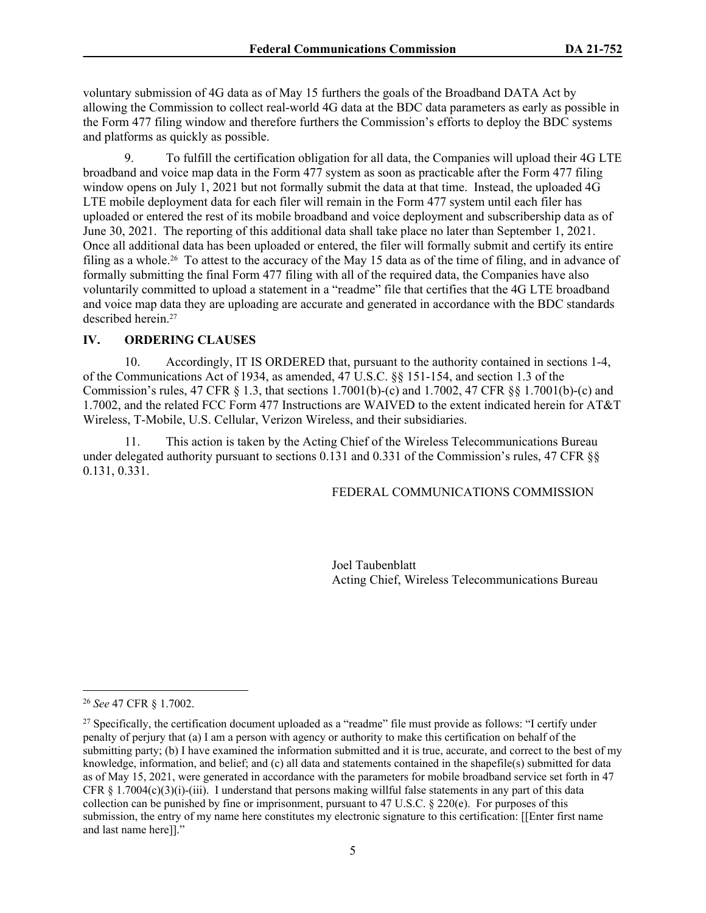voluntary submission of 4G data as of May 15 furthers the goals of the Broadband DATA Act by allowing the Commission to collect real-world 4G data at the BDC data parameters as early as possible in the Form 477 filing window and therefore furthers the Commission's efforts to deploy the BDC systems and platforms as quickly as possible.

9. To fulfill the certification obligation for all data, the Companies will upload their 4G LTE broadband and voice map data in the Form 477 system as soon as practicable after the Form 477 filing window opens on July 1, 2021 but not formally submit the data at that time. Instead, the uploaded 4G LTE mobile deployment data for each filer will remain in the Form 477 system until each filer has uploaded or entered the rest of its mobile broadband and voice deployment and subscribership data as of June 30, 2021. The reporting of this additional data shall take place no later than September 1, 2021. Once all additional data has been uploaded or entered, the filer will formally submit and certify its entire filing as a whole.[26] To attest to the accuracy of the May 15 data as of the time of filing, and in advance of formally submitting the final Form 477 filing with all of the required data, the Companies have also voluntarily committed to upload a statement in a "readme" file that certifies that the 4G LTE broadband and voice map data they are uploading are accurate and generated in accordance with the BDC standards described herein.[27]

## IV. ORDERING CLAUSES

10. Accordingly, IT IS ORDERED that, pursuant to the authority contained in sections 1-4, of the Communications Act of 1934, as amended, 47 U.S.C. §§ 151-154, and section 1.3 of the Commission's rules, 47 CFR § 1.3, that sections 1.7001(b)-(c) and 1.7002, 47 CFR §§ 1.7001(b)-(c) and 1.7002, and the related FCC Form 477 Instructions are WAIVED to the extent indicated herein for AT&T Wireless, T-Mobile, U.S. Cellular, Verizon Wireless, and their subsidiaries.

11. This action is taken by the Acting Chief of the Wireless Telecommunications Bureau under delegated authority pursuant to sections 0.131 and 0.331 of the Commission's rules, 47 CFR §§ 0.131, 0.331.

FEDERAL COMMUNICATIONS COMMISSION

Joel Taubenblatt
Acting Chief, Wireless Telecommunications Bureau

---

[26] *See* 47 CFR § 1.7002.

[27] Specifically, the certification document uploaded as a "readme" file must provide as follows: "I certify under penalty of perjury that (a) I am a person with agency or authority to make this certification on behalf of the submitting party; (b) I have examined the information submitted and it is true, accurate, and correct to the best of my knowledge, information, and belief; and (c) all data and statements contained in the shapefile(s) submitted for data as of May 15, 2021, were generated in accordance with the parameters for mobile broadband service set forth in 47 CFR § 1.7004(c)(3)(i)-(iii). I understand that persons making willful false statements in any part of this data collection can be punished by fine or imprisonment, pursuant to 47 U.S.C. § 220(e). For purposes of this submission, the entry of my name here constitutes my electronic signature to this certification: [[Enter first name and last name here]]."